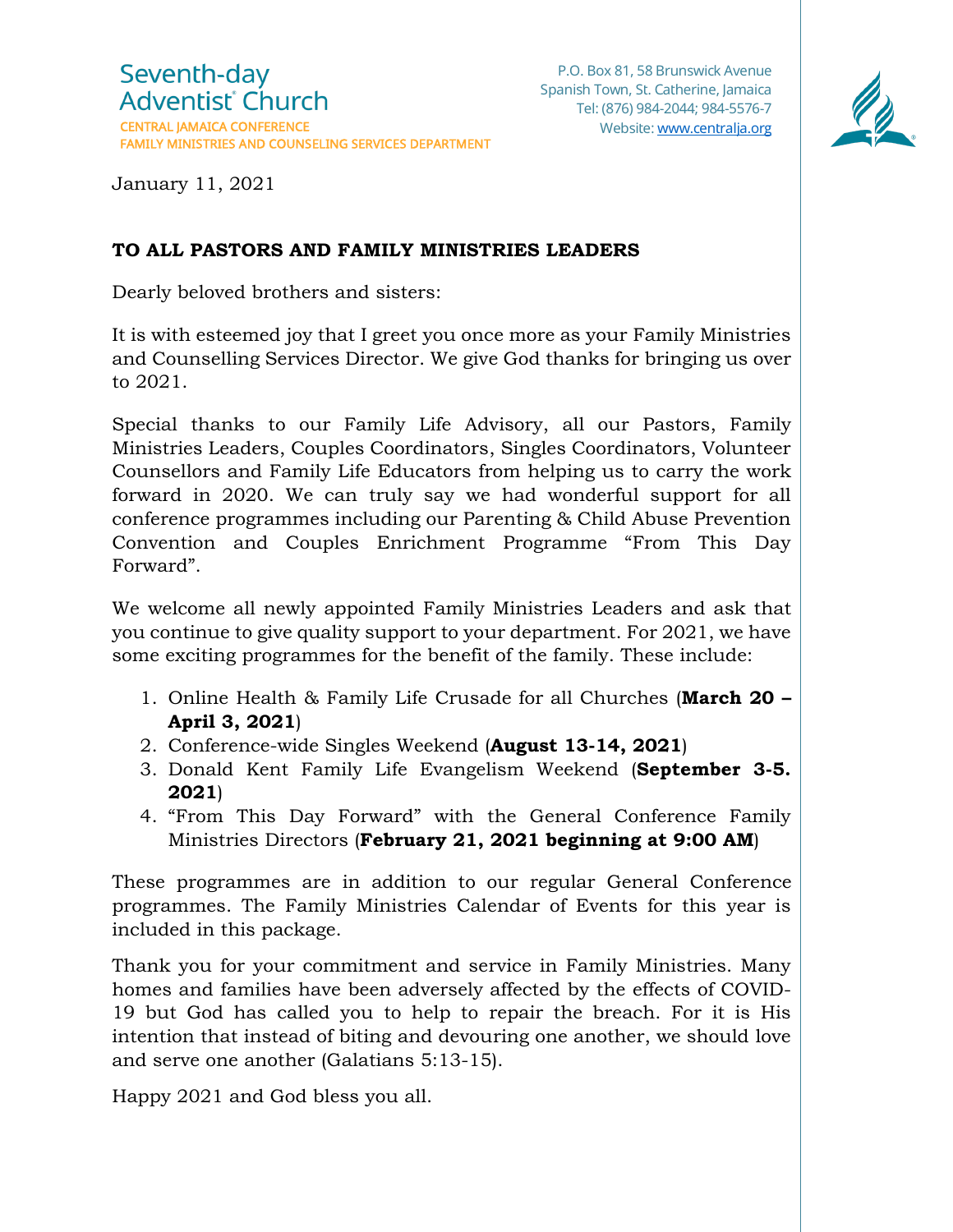Seventh-day Adventist® Church
CENTRAL JAMAICA CONFERENCE
FAMILY MINISTRIES AND COUNSELING SERVICES DEPARTMENT

P.O. Box 81, 58 Brunswick Avenue
Spanish Town, St. Catherine, Jamaica
Tel: (876) 984-2044; 984-5576-7
Website: www.centralja.org

January 11, 2021

**TO ALL PASTORS AND FAMILY MINISTRIES LEADERS**

Dearly beloved brothers and sisters:

It is with esteemed joy that I greet you once more as your Family Ministries and Counselling Services Director. We give God thanks for bringing us over to 2021.

Special thanks to our Family Life Advisory, all our Pastors, Family Ministries Leaders, Couples Coordinators, Singles Coordinators, Volunteer Counsellors and Family Life Educators from helping us to carry the work forward in 2020. We can truly say we had wonderful support for all conference programmes including our Parenting & Child Abuse Prevention Convention and Couples Enrichment Programme "From This Day Forward".

We welcome all newly appointed Family Ministries Leaders and ask that you continue to give quality support to your department. For 2021, we have some exciting programmes for the benefit of the family. These include:

1. Online Health & Family Life Crusade for all Churches (**March 20 – April 3, 2021**)
2. Conference-wide Singles Weekend (**August 13-14, 2021**)
3. Donald Kent Family Life Evangelism Weekend (**September 3-5. 2021**)
4. "From This Day Forward" with the General Conference Family Ministries Directors (**February 21, 2021 beginning at 9:00 AM**)

These programmes are in addition to our regular General Conference programmes. The Family Ministries Calendar of Events for this year is included in this package.

Thank you for your commitment and service in Family Ministries. Many homes and families have been adversely affected by the effects of COVID-19 but God has called you to help to repair the breach. For it is His intention that instead of biting and devouring one another, we should love and serve one another (Galatians 5:13-15).

Happy 2021 and God bless you all.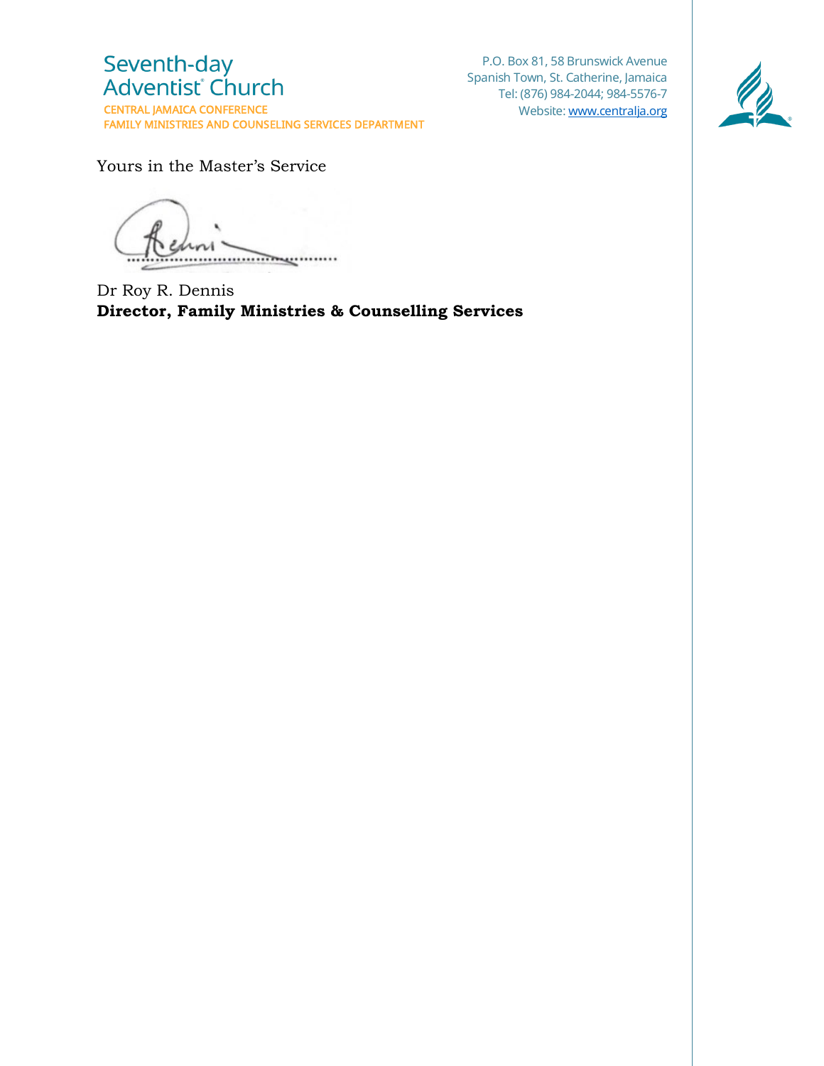Seventh-day Adventist® Church

CENTRAL JAMAICA CONFERENCE
FAMILY MINISTRIES AND COUNSELING SERVICES DEPARTMENT

P.O. Box 81, 58 Brunswick Avenue
Spanish Town, St. Catherine, Jamaica
Tel: (876) 984-2044; 984-5576-7
Website: www.centralja.org

Yours in the Master's Service

Dr Roy R. Dennis
**Director, Family Ministries & Counselling Services**